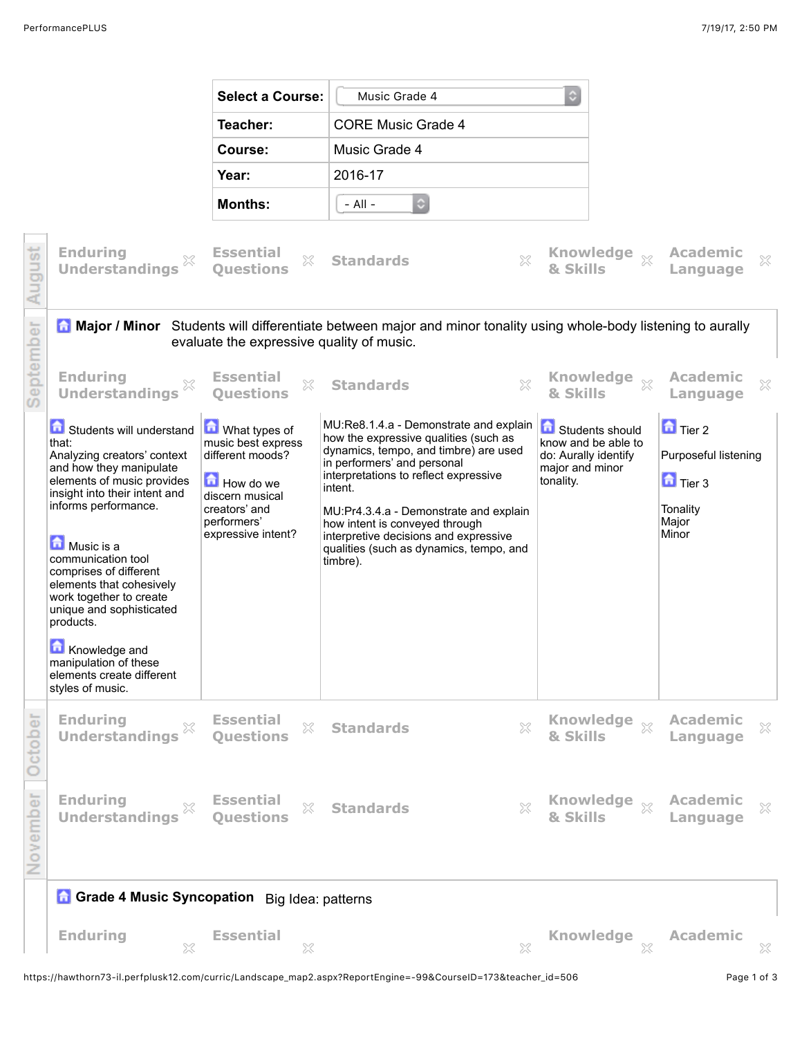| Select a Course: | Music Grade 4 |
| --- | --- |
| Teacher: | CORE Music Grade 4 |
| Course: | Music Grade 4 |
| Year: | 2016-17 |
| Months: | - All - |

## August

| Enduring Understandings | Essential Questions | Standards | Knowledge & Skills | Academic Language |
| --- | --- | --- | --- | --- |

## September

### Major / Minor

Students will differentiate between major and minor tonality using whole-body listening to aurally evaluate the expressive quality of music.

| Enduring Understandings | Essential Questions | Standards | Knowledge & Skills | Academic Language |
| --- | --- | --- | --- | --- |
| Students will understand that: Analyzing creators' context and how they manipulate elements of music provides insight into their intent and informs performance.<br><br>Music is a communication tool comprises of different elements that cohesively work together to create unique and sophisticated products.<br><br>Knowledge and manipulation of these elements create different styles of music. | What types of music best express different moods?<br><br>How do we discern musical creators' and performers' expressive intent? | MU:Re8.1.4.a - Demonstrate and explain how the expressive qualities (such as dynamics, tempo, and timbre) are used in performers' and personal interpretations to reflect expressive intent.<br><br>MU:Pr4.3.4.a - Demonstrate and explain how intent is conveyed through interpretive decisions and expressive qualities (such as dynamics, tempo, and timbre). | Students should know and be able to do: Aurally identify major and minor tonality. | Tier 2<br><br>Purposeful listening<br><br>Tier 3<br><br>Tonality<br>Major<br>Minor |

## October

| Enduring Understandings | Essential Questions | Standards | Knowledge & Skills | Academic Language |
| --- | --- | --- | --- | --- |

## November

| Enduring Understandings | Essential Questions | Standards | Knowledge & Skills | Academic Language |
| --- | --- | --- | --- | --- |

### Grade 4 Music Syncopation

Big Idea: patterns

| Enduring | Essential | | Knowledge | Academic |
| --- | --- | --- | --- | --- |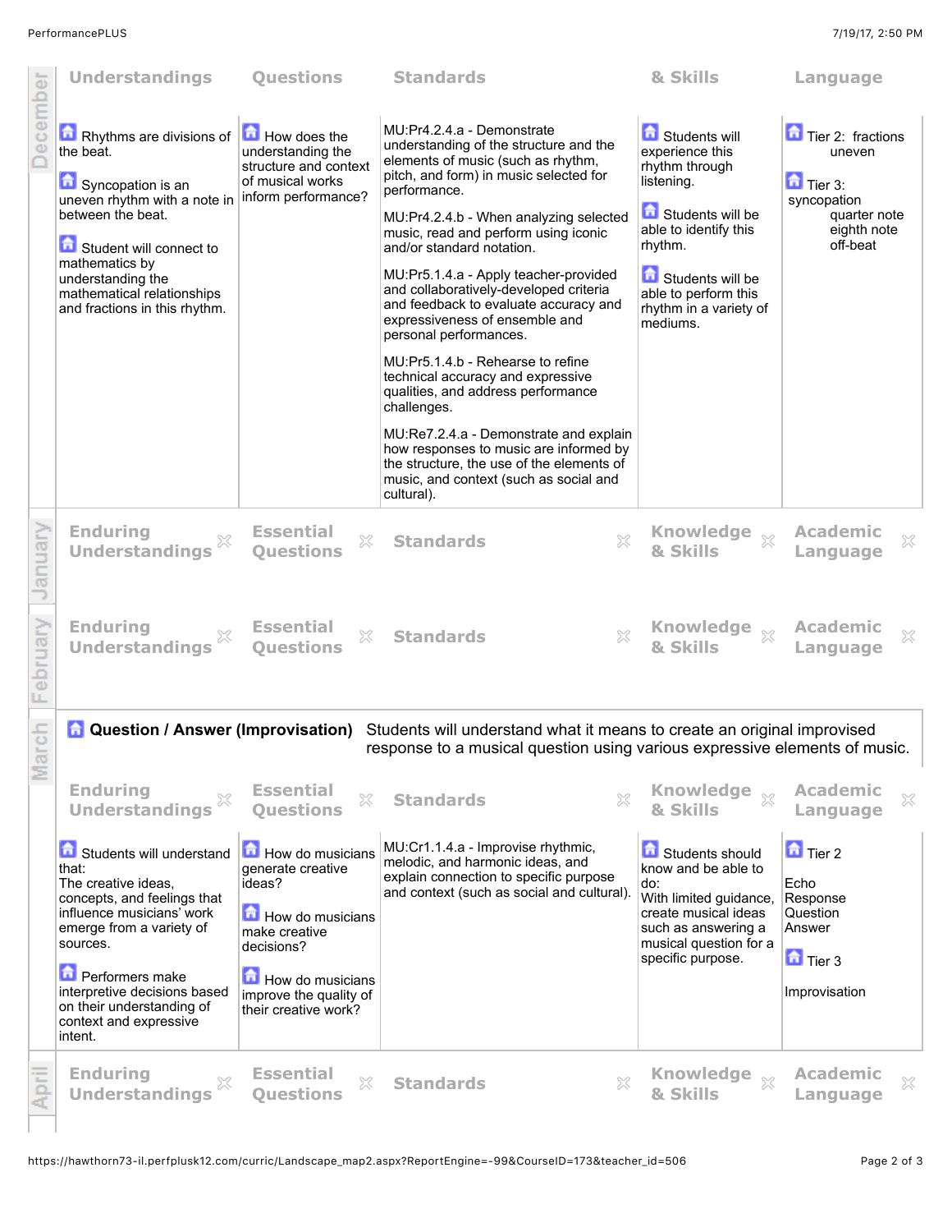## December

| Enduring Understandings | Essential Questions | Standards | Knowledge & Skills | Academic Language |
|---|---|---|---|---|
| Rhythms are divisions of the beat.<br><br>Syncopation is an uneven rhythm with a note in between the beat.<br><br>Student will connect to mathematics by understanding the mathematical relationships and fractions in this rhythm. | How does the understanding the structure and context of musical works inform performance? | MU:Pr4.2.4.a - Demonstrate understanding of the structure and the elements of music (such as rhythm, pitch, and form) in music selected for performance.<br><br>MU:Pr4.2.4.b - When analyzing selected music, read and perform using iconic and/or standard notation.<br><br>MU:Pr5.1.4.a - Apply teacher-provided and collaboratively-developed criteria and feedback to evaluate accuracy and expressiveness of ensemble and personal performances.<br><br>MU:Pr5.1.4.b - Rehearse to refine technical accuracy and expressive qualities, and address performance challenges.<br><br>MU:Re7.2.4.a - Demonstrate and explain how responses to music are informed by the structure, the use of the elements of music, and context (such as social and cultural). | Students will experience this rhythm through listening.<br><br>Students will be able to identify this rhythm.<br><br>Students will be able to perform this rhythm in a variety of mediums. | Tier 2: fractions uneven<br><br>Tier 3: syncopation quarter note eighth note off-beat |

## January

| Enduring Understandings | Essential Questions | Standards | Knowledge & Skills | Academic Language |
|---|---|---|---|---|

## February

| Enduring Understandings | Essential Questions | Standards | Knowledge & Skills | Academic Language |
|---|---|---|---|---|

## March

**Question / Answer (Improvisation)** Students will understand what it means to create an original improvised response to a musical question using various expressive elements of music.

| Enduring Understandings | Essential Questions | Standards | Knowledge & Skills | Academic Language |
|---|---|---|---|---|
| Students will understand that:<br>The creative ideas, concepts, and feelings that influence musicians' work emerge from a variety of sources.<br><br>Performers make interpretive decisions based on their understanding of context and expressive intent. | How do musicians generate creative ideas?<br><br>How do musicians make creative decisions?<br><br>How do musicians improve the quality of their creative work? | MU:Cr1.1.4.a - Improvise rhythmic, melodic, and harmonic ideas, and explain connection to specific purpose and context (such as social and cultural). | Students should know and be able to do:<br>With limited guidance, create musical ideas such as answering a musical question for a specific purpose. | Tier 2<br><br>Echo<br>Response<br>Question<br>Answer<br><br>Tier 3<br><br>Improvisation |

## April

| Enduring Understandings | Essential Questions | Standards | Knowledge & Skills | Academic Language |
|---|---|---|---|---|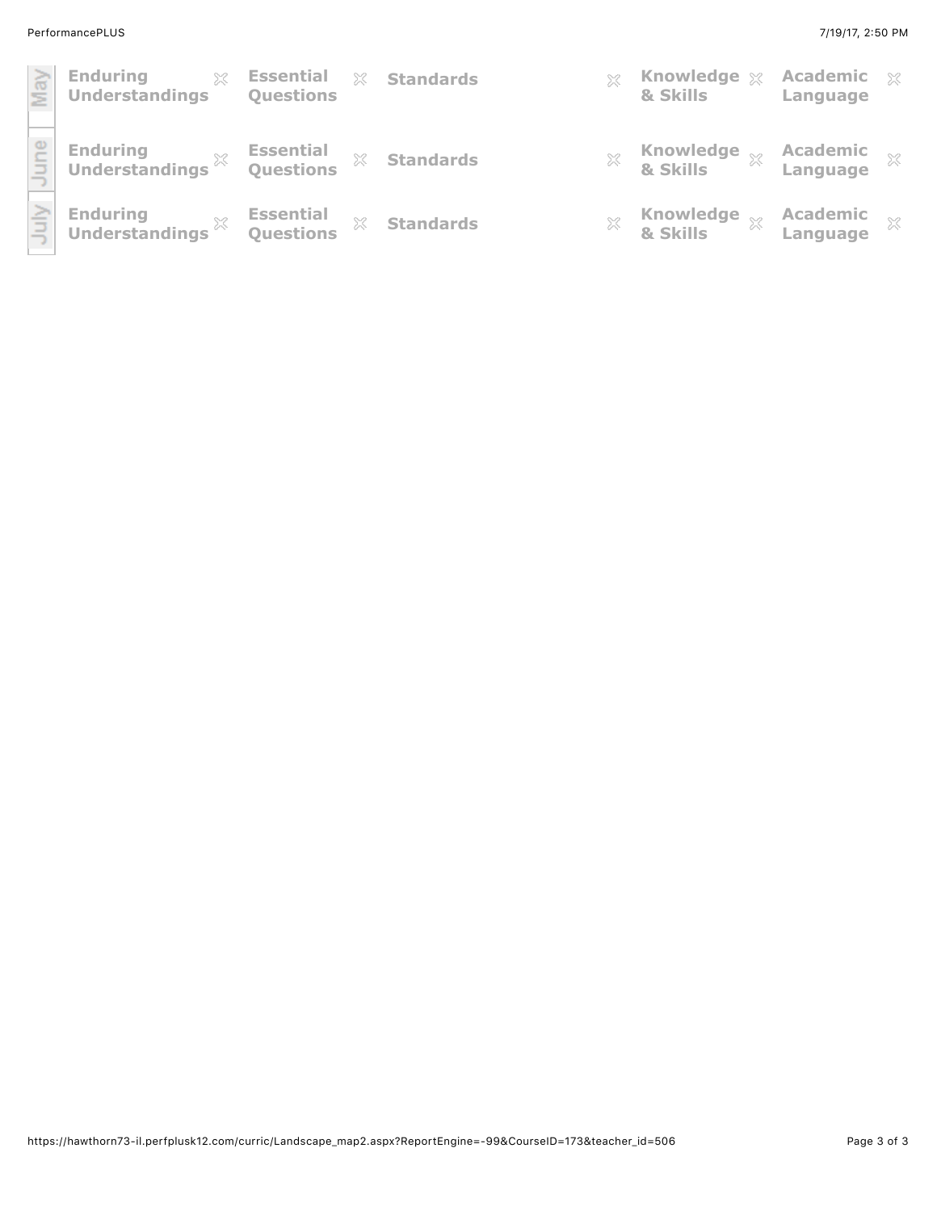| | | | | | |
|---|---|---|---|---|---|
| May | Enduring Understandings | Essential Questions | Standards | Knowledge & Skills | Academic Language |
| June | Enduring Understandings | Essential Questions | Standards | Knowledge & Skills | Academic Language |
| July | Enduring Understandings | Essential Questions | Standards | Knowledge & Skills | Academic Language |